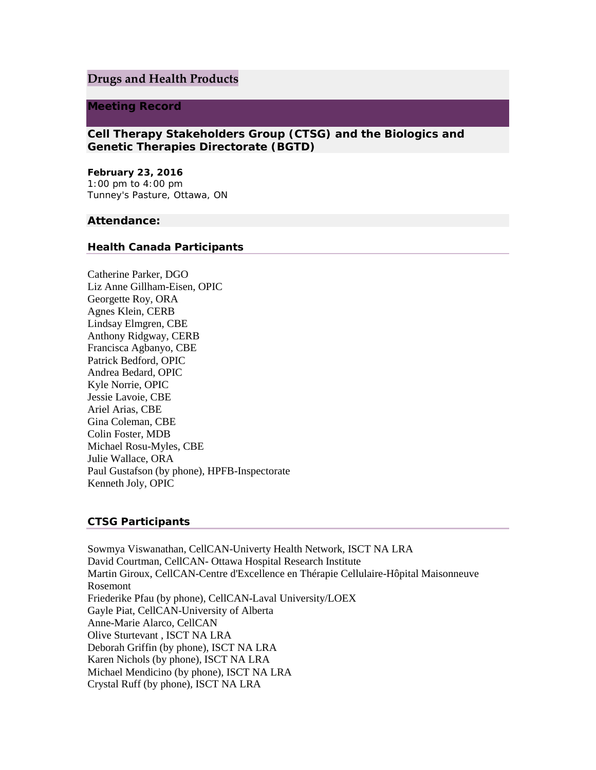# Drugs and Health Products

## Meeting Record

### Cell Therapy Stakeholders Group (CTSG) and the Biologics and Genetic Therapies Directorate (BGTD)

**February 23, 2016**
1:00 pm to 4:00 pm
Tunney's Pasture, Ottawa, ON

## Attendance:

### Health Canada Participants

Catherine Parker, DGO
Liz Anne Gillham-Eisen, OPIC
Georgette Roy, ORA
Agnes Klein, CERB
Lindsay Elmgren, CBE
Anthony Ridgway, CERB
Francisca Agbanyo, CBE
Patrick Bedford, OPIC
Andrea Bedard, OPIC
Kyle Norrie, OPIC
Jessie Lavoie, CBE
Ariel Arias, CBE
Gina Coleman, CBE
Colin Foster, MDB
Michael Rosu-Myles, CBE
Julie Wallace, ORA
Paul Gustafson (by phone), HPFB-Inspectorate
Kenneth Joly, OPIC

### CTSG Participants

Sowmya Viswanathan, CellCAN-Univerty Health Network, ISCT NA LRA
David Courtman, CellCAN- Ottawa Hospital Research Institute
Martin Giroux, CellCAN-Centre d'Excellence en Thérapie Cellulaire-Hôpital Maisonneuve Rosemont
Friederike Pfau (by phone), CellCAN-Laval University/LOEX
Gayle Piat, CellCAN-University of Alberta
Anne-Marie Alarco, CellCAN
Olive Sturtevant , ISCT NA LRA
Deborah Griffin (by phone), ISCT NA LRA
Karen Nichols (by phone), ISCT NA LRA
Michael Mendicino (by phone), ISCT NA LRA
Crystal Ruff (by phone), ISCT NA LRA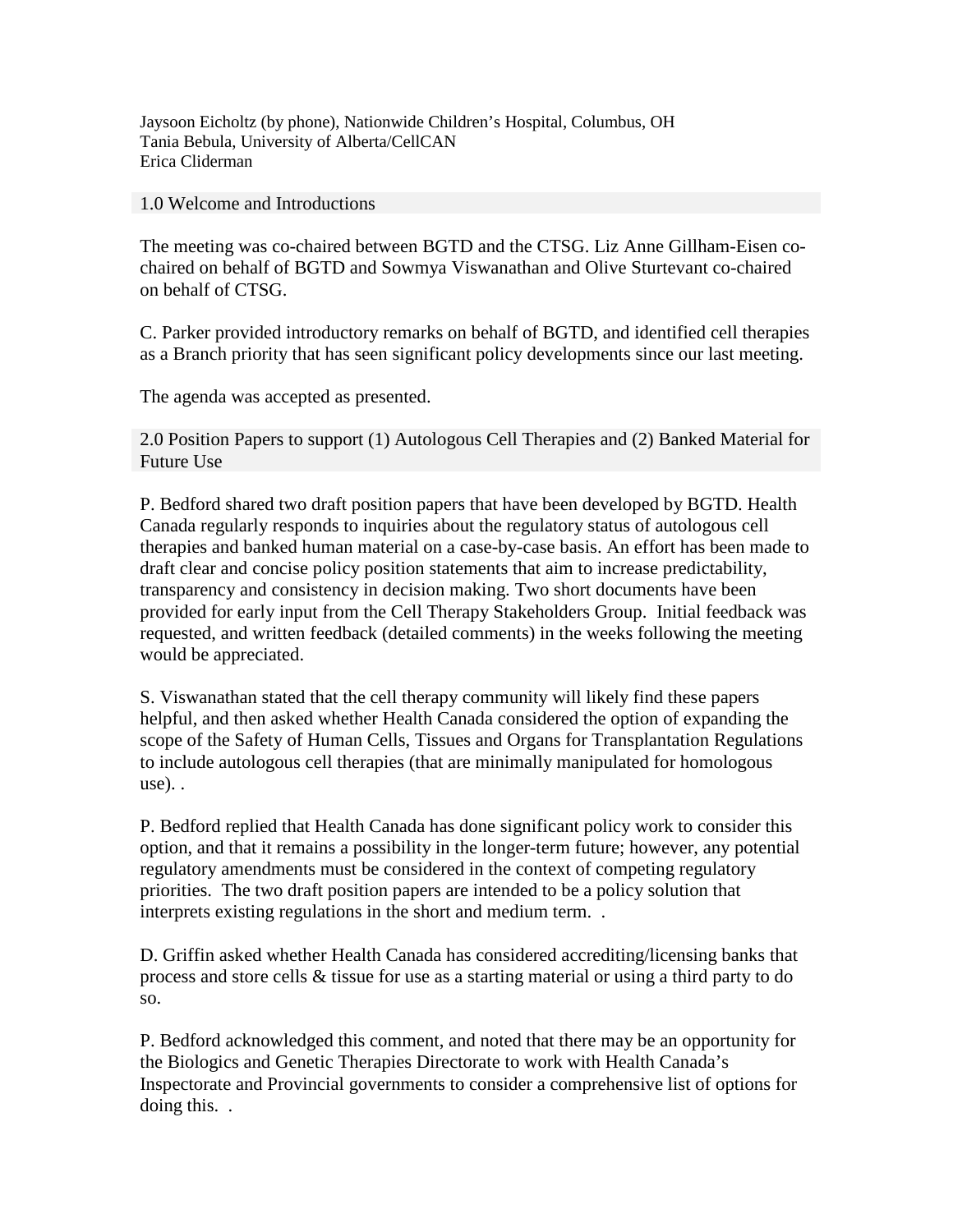Jaysoon Eicholtz (by phone), Nationwide Children's Hospital, Columbus, OH
Tania Bebula, University of Alberta/CellCAN
Erica Cliderman

## 1.0 Welcome and Introductions

The meeting was co-chaired between BGTD and the CTSG. Liz Anne Gillham-Eisen co-chaired on behalf of BGTD and Sowmya Viswanathan and Olive Sturtevant co-chaired on behalf of CTSG.

C. Parker provided introductory remarks on behalf of BGTD, and identified cell therapies as a Branch priority that has seen significant policy developments since our last meeting.

The agenda was accepted as presented.

## 2.0 Position Papers to support (1) Autologous Cell Therapies and (2) Banked Material for Future Use

P. Bedford shared two draft position papers that have been developed by BGTD. Health Canada regularly responds to inquiries about the regulatory status of autologous cell therapies and banked human material on a case-by-case basis. An effort has been made to draft clear and concise policy position statements that aim to increase predictability, transparency and consistency in decision making. Two short documents have been provided for early input from the Cell Therapy Stakeholders Group. Initial feedback was requested, and written feedback (detailed comments) in the weeks following the meeting would be appreciated.

S. Viswanathan stated that the cell therapy community will likely find these papers helpful, and then asked whether Health Canada considered the option of expanding the scope of the Safety of Human Cells, Tissues and Organs for Transplantation Regulations to include autologous cell therapies (that are minimally manipulated for homologous use). .

P. Bedford replied that Health Canada has done significant policy work to consider this option, and that it remains a possibility in the longer-term future; however, any potential regulatory amendments must be considered in the context of competing regulatory priorities. The two draft position papers are intended to be a policy solution that interprets existing regulations in the short and medium term. .

D. Griffin asked whether Health Canada has considered accrediting/licensing banks that process and store cells & tissue for use as a starting material or using a third party to do so.

P. Bedford acknowledged this comment, and noted that there may be an opportunity for the Biologics and Genetic Therapies Directorate to work with Health Canada's Inspectorate and Provincial governments to consider a comprehensive list of options for doing this. .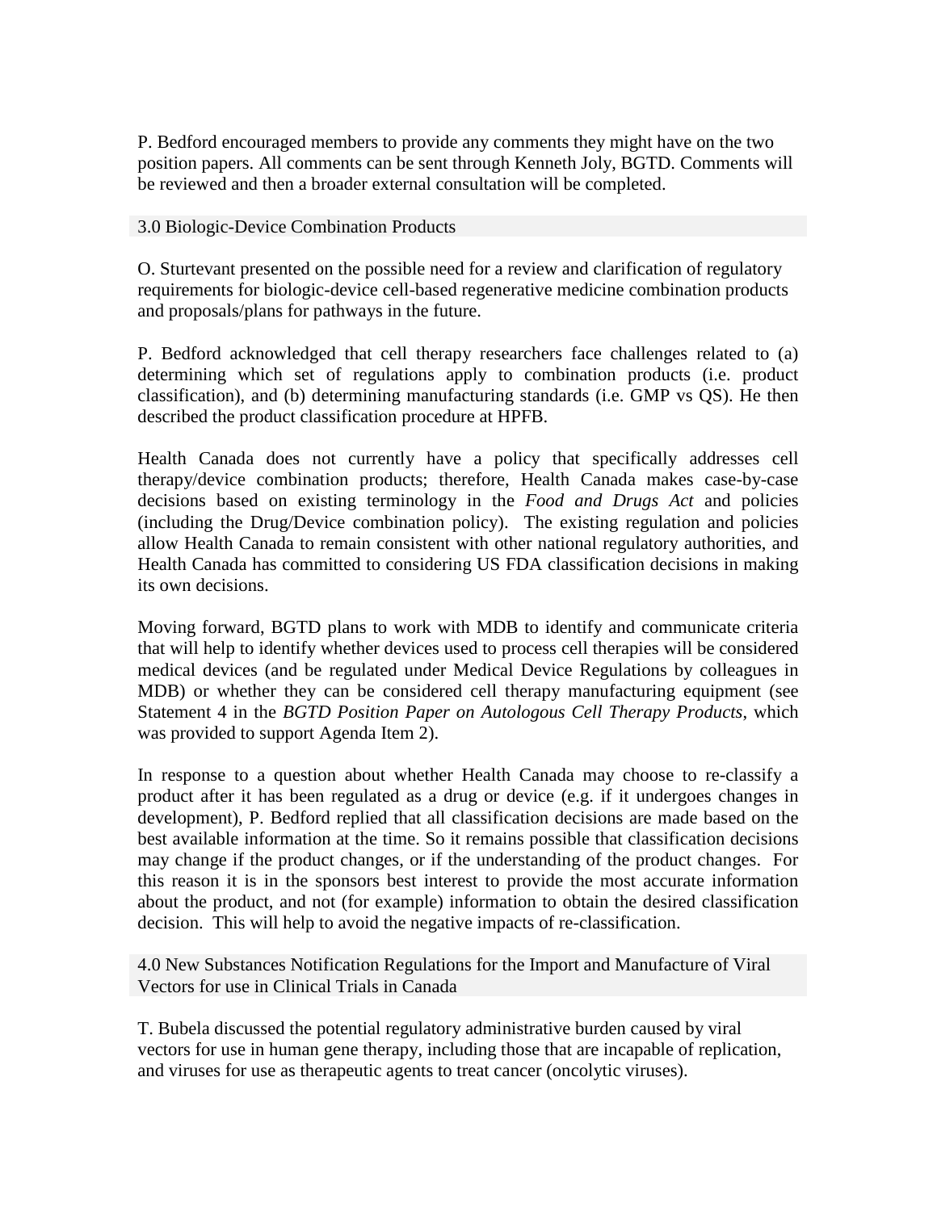P. Bedford encouraged members to provide any comments they might have on the two position papers. All comments can be sent through Kenneth Joly, BGTD. Comments will be reviewed and then a broader external consultation will be completed.

## 3.0 Biologic-Device Combination Products

O. Sturtevant presented on the possible need for a review and clarification of regulatory requirements for biologic-device cell-based regenerative medicine combination products and proposals/plans for pathways in the future.

P. Bedford acknowledged that cell therapy researchers face challenges related to (a) determining which set of regulations apply to combination products (i.e. product classification), and (b) determining manufacturing standards (i.e. GMP vs QS). He then described the product classification procedure at HPFB.

Health Canada does not currently have a policy that specifically addresses cell therapy/device combination products; therefore, Health Canada makes case-by-case decisions based on existing terminology in the *Food and Drugs Act* and policies (including the Drug/Device combination policy). The existing regulation and policies allow Health Canada to remain consistent with other national regulatory authorities, and Health Canada has committed to considering US FDA classification decisions in making its own decisions.

Moving forward, BGTD plans to work with MDB to identify and communicate criteria that will help to identify whether devices used to process cell therapies will be considered medical devices (and be regulated under Medical Device Regulations by colleagues in MDB) or whether they can be considered cell therapy manufacturing equipment (see Statement 4 in the *BGTD Position Paper on Autologous Cell Therapy Products*, which was provided to support Agenda Item 2).

In response to a question about whether Health Canada may choose to re-classify a product after it has been regulated as a drug or device (e.g. if it undergoes changes in development), P. Bedford replied that all classification decisions are made based on the best available information at the time. So it remains possible that classification decisions may change if the product changes, or if the understanding of the product changes. For this reason it is in the sponsors best interest to provide the most accurate information about the product, and not (for example) information to obtain the desired classification decision. This will help to avoid the negative impacts of re-classification.

## 4.0 New Substances Notification Regulations for the Import and Manufacture of Viral Vectors for use in Clinical Trials in Canada

T. Bubela discussed the potential regulatory administrative burden caused by viral vectors for use in human gene therapy, including those that are incapable of replication, and viruses for use as therapeutic agents to treat cancer (oncolytic viruses).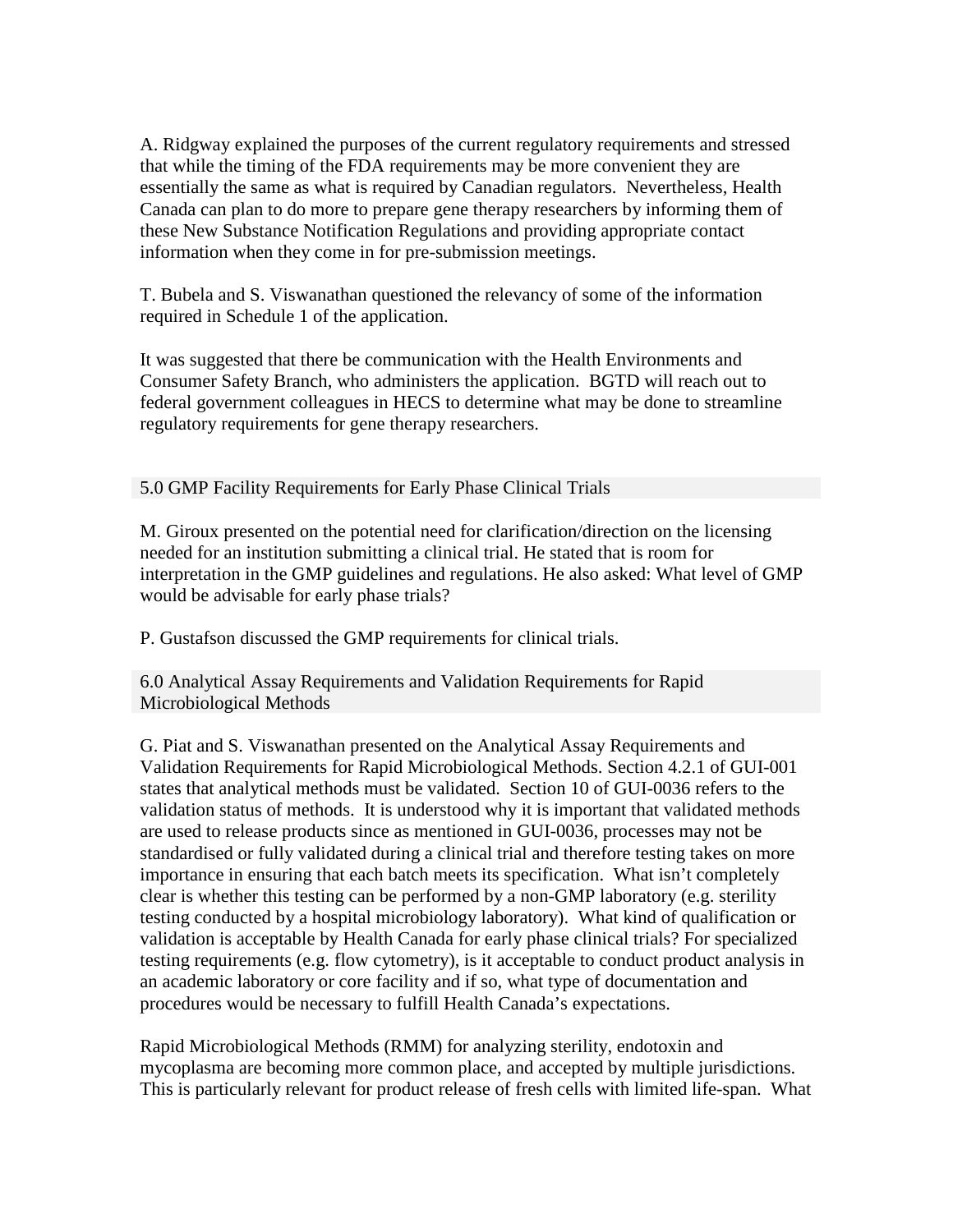A. Ridgway explained the purposes of the current regulatory requirements and stressed that while the timing of the FDA requirements may be more convenient they are essentially the same as what is required by Canadian regulators. Nevertheless, Health Canada can plan to do more to prepare gene therapy researchers by informing them of these New Substance Notification Regulations and providing appropriate contact information when they come in for pre-submission meetings.

T. Bubela and S. Viswanathan questioned the relevancy of some of the information required in Schedule 1 of the application.

It was suggested that there be communication with the Health Environments and Consumer Safety Branch, who administers the application. BGTD will reach out to federal government colleagues in HECS to determine what may be done to streamline regulatory requirements for gene therapy researchers.

## 5.0 GMP Facility Requirements for Early Phase Clinical Trials

M. Giroux presented on the potential need for clarification/direction on the licensing needed for an institution submitting a clinical trial. He stated that is room for interpretation in the GMP guidelines and regulations. He also asked: What level of GMP would be advisable for early phase trials?

P. Gustafson discussed the GMP requirements for clinical trials.

## 6.0 Analytical Assay Requirements and Validation Requirements for Rapid Microbiological Methods

G. Piat and S. Viswanathan presented on the Analytical Assay Requirements and Validation Requirements for Rapid Microbiological Methods. Section 4.2.1 of GUI-001 states that analytical methods must be validated. Section 10 of GUI-0036 refers to the validation status of methods. It is understood why it is important that validated methods are used to release products since as mentioned in GUI-0036, processes may not be standardised or fully validated during a clinical trial and therefore testing takes on more importance in ensuring that each batch meets its specification. What isn't completely clear is whether this testing can be performed by a non-GMP laboratory (e.g. sterility testing conducted by a hospital microbiology laboratory). What kind of qualification or validation is acceptable by Health Canada for early phase clinical trials? For specialized testing requirements (e.g. flow cytometry), is it acceptable to conduct product analysis in an academic laboratory or core facility and if so, what type of documentation and procedures would be necessary to fulfill Health Canada's expectations.

Rapid Microbiological Methods (RMM) for analyzing sterility, endotoxin and mycoplasma are becoming more common place, and accepted by multiple jurisdictions. This is particularly relevant for product release of fresh cells with limited life-span. What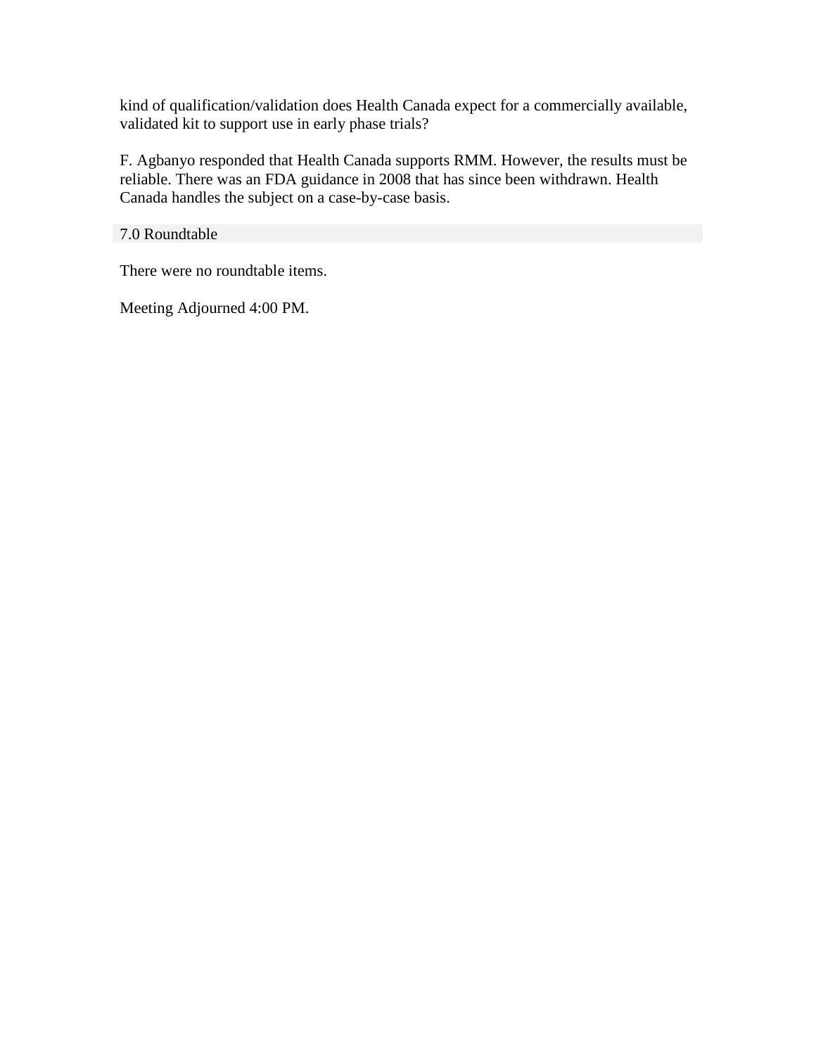kind of qualification/validation does Health Canada expect for a commercially available, validated kit to support use in early phase trials?

F. Agbanyo responded that Health Canada supports RMM. However, the results must be reliable. There was an FDA guidance in 2008 that has since been withdrawn. Health Canada handles the subject on a case-by-case basis.

## 7.0 Roundtable

There were no roundtable items.

Meeting Adjourned 4:00 PM.